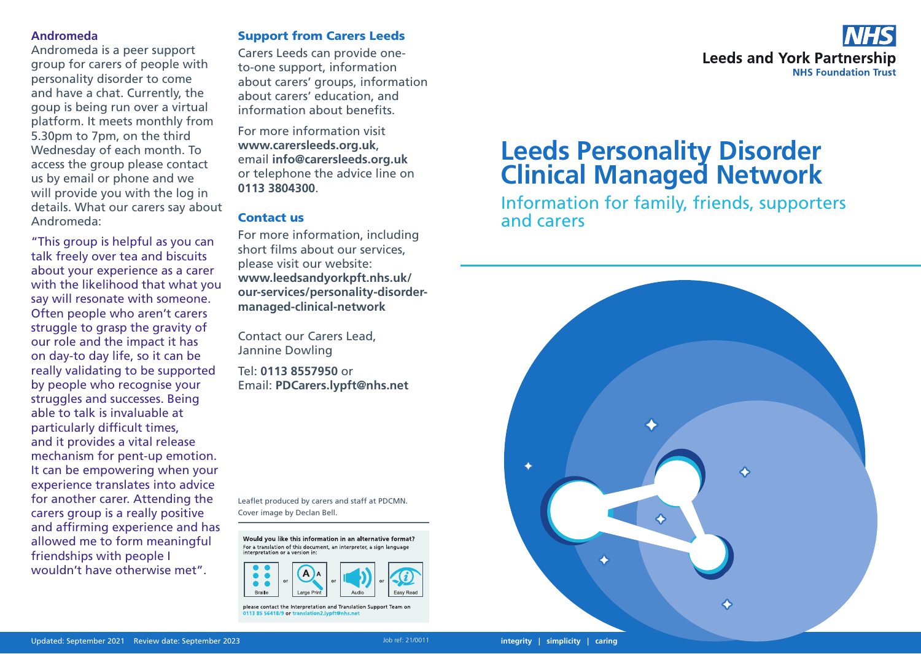## Andromeda

Andromeda is a peer support group for carers of people with personality disorder to come and have a chat. Currently, the goup is being run over a virtual platform. It meets monthly from 5.30pm to 7pm, on the third Wednesday of each month. To access the group please contact us by email or phone and we will provide you with the log in details. What our carers say about Andromeda:

"This group is helpful as you can talk freely over tea and biscuits about your experience as a carer with the likelihood that what you say will resonate with someone. Often people who aren't carers struggle to grasp the gravity of our role and the impact it has on day-to day life, so it can be really validating to be supported by people who recognise your struggles and successes. Being able to talk is invaluable at particularly difficult times, and it provides a vital release mechanism for pent-up emotion. It can be empowering when your experience translates into advice for another carer. Attending the carers group is a really positive and affirming experience and has allowed me to form meaningful friendships with people I wouldn't have otherwise met".

## Support from Carers Leeds

Carers Leeds can provide one-to-one support, information about carers' groups, information about carers' education, and information about benefits.

For more information visit **www.carersleeds.org.uk**, email **info@carersleeds.org.uk** or telephone the advice line on **0113 3804300**.

## Contact us

For more information, including short films about our services, please visit our website: **www.leedsandyorkpft.nhs.uk/our-services/personality-disorder-managed-clinical-network**

Contact our Carers Lead, Jannine Dowling

Tel: **0113 8557950** or
Email: **PDCarers.lypft@nhs.net**

Leaflet produced by carers and staff at PDCMN.
Cover image by Declan Bell.

**Would you like this information in an alternative format?**
For a translation of this document, an interpreter, a sign language interpretation or a version in:

Braille or Large Print or Audio or Easy Read

please contact the Interpretation and Translation Support Team on 0113 85 56418/9 or translation2.lypft@nhs.net

Updated: September 2021 Review date: September 2023

Job ref: 21/0011

NHS
Leeds and York Partnership
NHS Foundation Trust

# Leeds Personality Disorder Clinical Managed Network

Information for family, friends, supporters and carers

integrity | simplicity | caring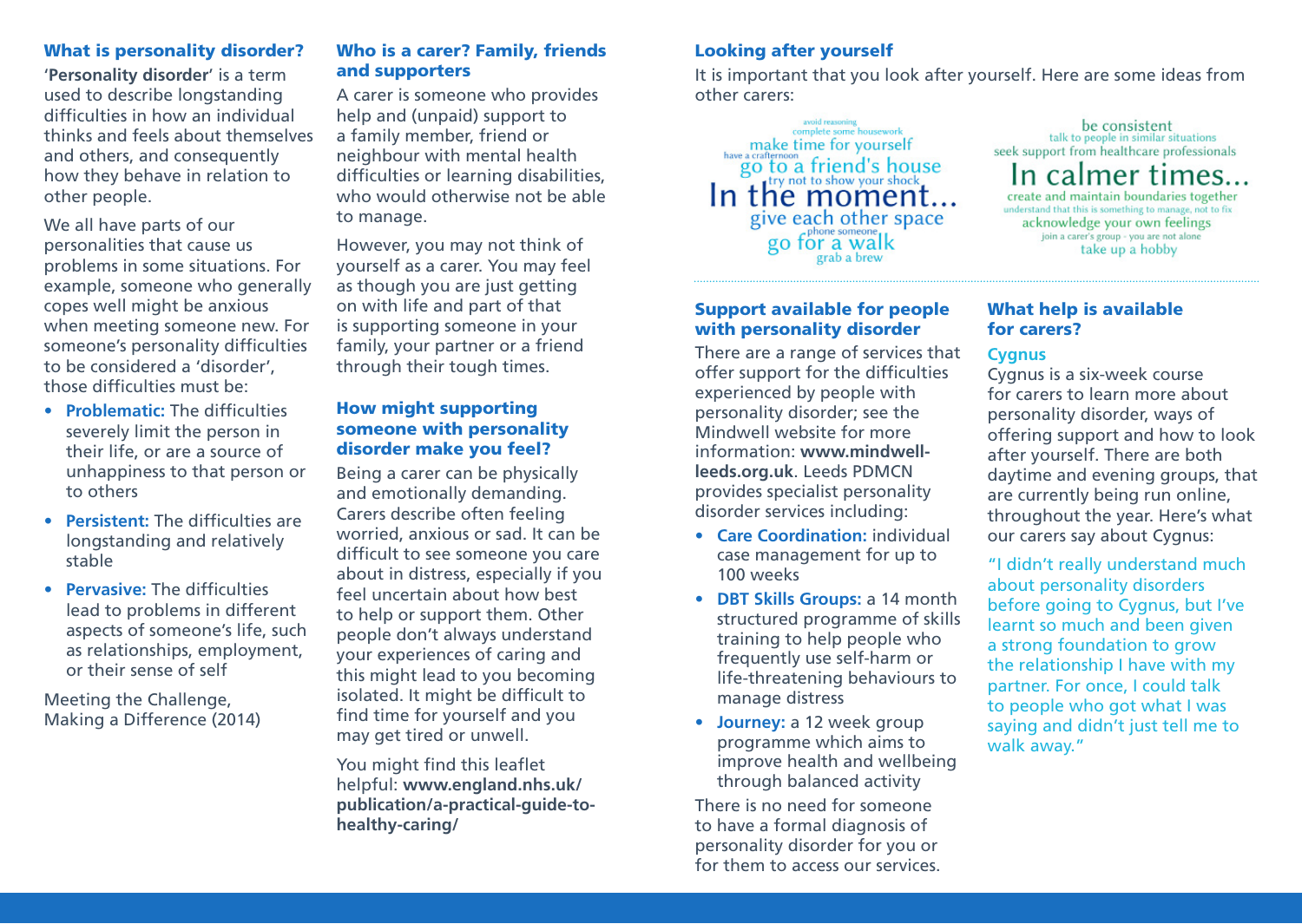## What is personality disorder?

'**Personality disorder**' is a term used to describe longstanding difficulties in how an individual thinks and feels about themselves and others, and consequently how they behave in relation to other people.

We all have parts of our personalities that cause us problems in some situations. For example, someone who generally copes well might be anxious when meeting someone new. For someone's personality difficulties to be considered a 'disorder', those difficulties must be:

- **Problematic:** The difficulties severely limit the person in their life, or are a source of unhappiness to that person or to others
- **Persistent:** The difficulties are longstanding and relatively stable
- **Pervasive:** The difficulties lead to problems in different aspects of someone's life, such as relationships, employment, or their sense of self

Meeting the Challenge, Making a Difference (2014)

## Who is a carer? Family, friends and supporters

A carer is someone who provides help and (unpaid) support to a family member, friend or neighbour with mental health difficulties or learning disabilities, who would otherwise not be able to manage.

However, you may not think of yourself as a carer. You may feel as though you are just getting on with life and part of that is supporting someone in your family, your partner or a friend through their tough times.

## How might supporting someone with personality disorder make you feel?

Being a carer can be physically and emotionally demanding. Carers describe often feeling worried, anxious or sad. It can be difficult to see someone you care about in distress, especially if you feel uncertain about how best to help or support them. Other people don't always understand your experiences of caring and this might lead to you becoming isolated. It might be difficult to find time for yourself and you may get tired or unwell.

You might find this leaflet helpful: **www.england.nhs.uk/publication/a-practical-guide-to-healthy-caring/**

## Looking after yourself

It is important that you look after yourself. Here are some ideas from other carers:

avoid reasoning
complete some housework
make time for yourself
have a crafternoon
go to a friend's house
try not to show your shock
In the moment...
give each other space
phone someone
go for a walk
grab a brew

be consistent
talk to people in similar situations
seek support from healthcare professionals
In calmer times...
create and maintain boundaries together
understand that this is something to manage, not to fix
acknowledge your own feelings
join a carer's group - you are not alone
take up a hobby

## Support available for people with personality disorder

There are a range of services that offer support for the difficulties experienced by people with personality disorder; see the Mindwell website for more information: **www.mindwell-leeds.org.uk**. Leeds PDMCN provides specialist personality disorder services including:

- **Care Coordination:** individual case management for up to 100 weeks
- **DBT Skills Groups:** a 14 month structured programme of skills training to help people who frequently use self-harm or life-threatening behaviours to manage distress
- **Journey:** a 12 week group programme which aims to improve health and wellbeing through balanced activity

There is no need for someone to have a formal diagnosis of personality disorder for you or for them to access our services.

## What help is available for carers?

### Cygnus

Cygnus is a six-week course for carers to learn more about personality disorder, ways of offering support and how to look after yourself. There are both daytime and evening groups, that are currently being run online, throughout the year. Here's what our carers say about Cygnus:

"I didn't really understand much about personality disorders before going to Cygnus, but I've learnt so much and been given a strong foundation to grow the relationship I have with my partner. For once, I could talk to people who got what I was saying and didn't just tell me to walk away."